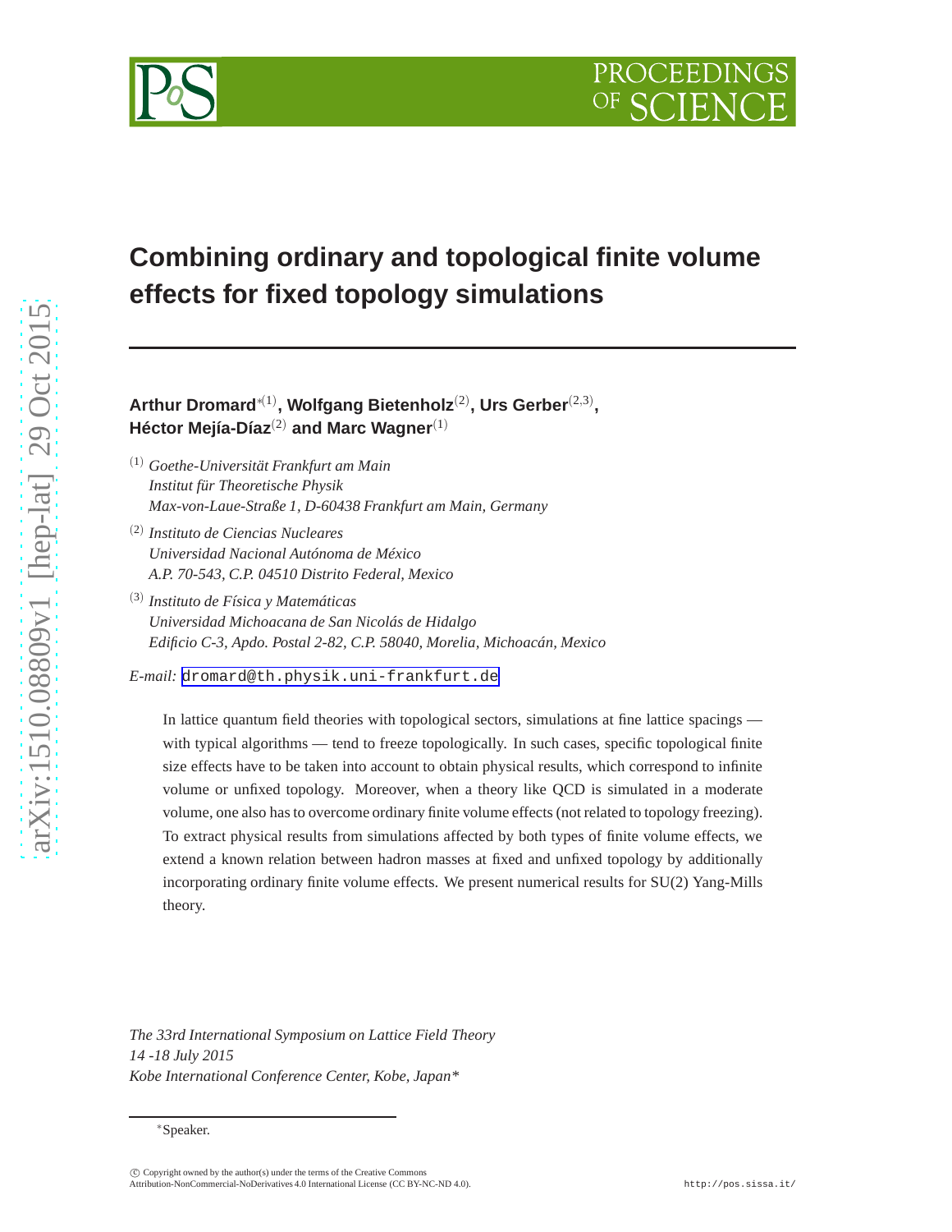# Combining ordinary and topological finite volume effects for fixed topology simulations

**Arthur Dromard**[*(1)], **Wolfgang Bietenholz**[(2)], **Urs Gerber**[(2,3)], **Héctor Mejía-Díaz**[(2)] **and Marc Wagner**[(1)]

[(1)] *Goethe-Universität Frankfurt am Main*
*Institut für Theoretische Physik*
*Max-von-Laue-Straße 1, D-60438 Frankfurt am Main, Germany*

[(2)] *Instituto de Ciencias Nucleares*
*Universidad Nacional Autónoma de México*
*A.P. 70-543, C.P. 04510 Distrito Federal, Mexico*

[(3)] *Instituto de Física y Matemáticas*
*Universidad Michoacana de San Nicolás de Hidalgo*
*Edificio C-3, Apdo. Postal 2-82, C.P. 58040, Morelia, Michoacán, Mexico*

*E-mail:* dromard@th.physik.uni-frankfurt.de

In lattice quantum field theories with topological sectors, simulations at fine lattice spacings — with typical algorithms — tend to freeze topologically. In such cases, specific topological finite size effects have to be taken into account to obtain physical results, which correspond to infinite volume or unfixed topology. Moreover, when a theory like QCD is simulated in a moderate volume, one also has to overcome ordinary finite volume effects (not related to topology freezing). To extract physical results from simulations affected by both types of finite volume effects, we extend a known relation between hadron masses at fixed and unfixed topology by additionally incorporating ordinary finite volume effects. We present numerical results for SU(2) Yang-Mills theory.

*The 33rd International Symposium on Lattice Field Theory*
*14 -18 July 2015*
*Kobe International Conference Center, Kobe, Japan**

*Speaker.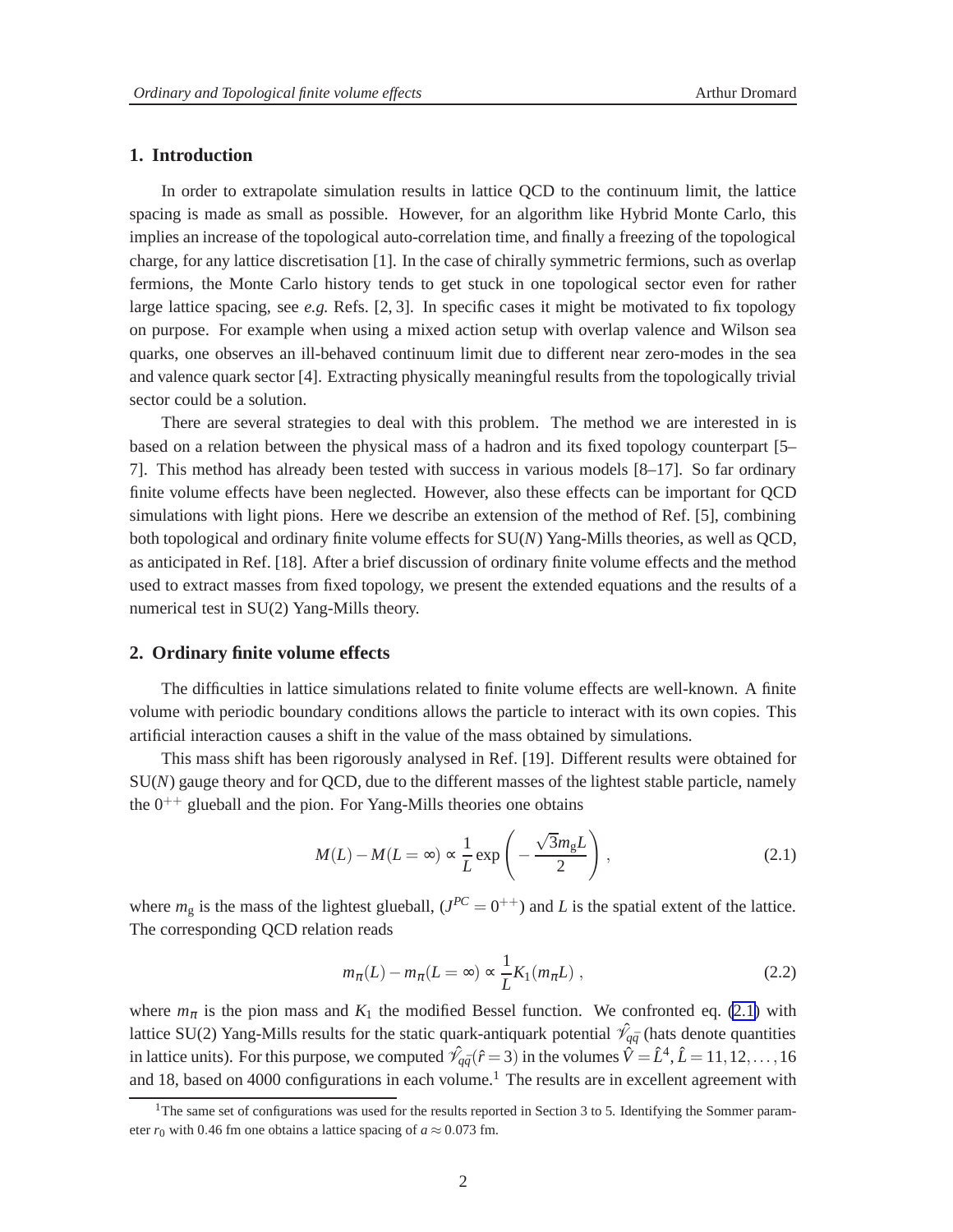## 1. Introduction

In order to extrapolate simulation results in lattice QCD to the continuum limit, the lattice spacing is made as small as possible. However, for an algorithm like Hybrid Monte Carlo, this implies an increase of the topological auto-correlation time, and finally a freezing of the topological charge, for any lattice discretisation [1]. In the case of chirally symmetric fermions, such as overlap fermions, the Monte Carlo history tends to get stuck in one topological sector even for rather large lattice spacing, see *e.g.* Refs. [2, 3]. In specific cases it might be motivated to fix topology on purpose. For example when using a mixed action setup with overlap valence and Wilson sea quarks, one observes an ill-behaved continuum limit due to different near zero-modes in the sea and valence quark sector [4]. Extracting physically meaningful results from the topologically trivial sector could be a solution.

There are several strategies to deal with this problem. The method we are interested in is based on a relation between the physical mass of a hadron and its fixed topology counterpart [5–7]. This method has already been tested with success in various models [8–17]. So far ordinary finite volume effects have been neglected. However, also these effects can be important for QCD simulations with light pions. Here we describe an extension of the method of Ref. [5], combining both topological and ordinary finite volume effects for SU($N$) Yang-Mills theories, as well as QCD, as anticipated in Ref. [18]. After a brief discussion of ordinary finite volume effects and the method used to extract masses from fixed topology, we present the extended equations and the results of a numerical test in SU(2) Yang-Mills theory.

## 2. Ordinary finite volume effects

The difficulties in lattice simulations related to finite volume effects are well-known. A finite volume with periodic boundary conditions allows the particle to interact with its own copies. This artificial interaction causes a shift in the value of the mass obtained by simulations.

This mass shift has been rigorously analysed in Ref. [19]. Different results were obtained for SU($N$) gauge theory and for QCD, due to the different masses of the lightest stable particle, namely the $0^{++}$ glueball and the pion. For Yang-Mills theories one obtains

$$M(L) - M(L=\infty) \propto \frac{1}{L} \exp\left(-\frac{\sqrt{3} m_{\mathrm{g}} L}{2}\right), \tag{2.1}$$

where $m_{\mathrm{g}}$ is the mass of the lightest glueball, ($J^{PC} = 0^{++}$) and $L$ is the spatial extent of the lattice. The corresponding QCD relation reads

$$m_\pi(L) - m_\pi(L=\infty) \propto \frac{1}{L} K_1(m_\pi L), \tag{2.2}$$

where $m_\pi$ is the pion mass and $K_1$ the modified Bessel function. We confronted eq. (2.1) with lattice SU(2) Yang-Mills results for the static quark-antiquark potential $\hat{\mathscr{V}}_{q\bar{q}}$ (hats denote quantities in lattice units). For this purpose, we computed $\hat{\mathscr{V}}_{q\bar{q}}(\hat{r}=3)$ in the volumes $\hat{V} = \hat{L}^4$, $\hat{L} = 11, 12, \ldots, 16$ and 18, based on 4000 configurations in each volume.[1] The results are in excellent agreement with

[1] The same set of configurations was used for the results reported in Section 3 to 5. Identifying the Sommer parameter $r_0$ with 0.46 fm one obtains a lattice spacing of $a \approx 0.073$ fm.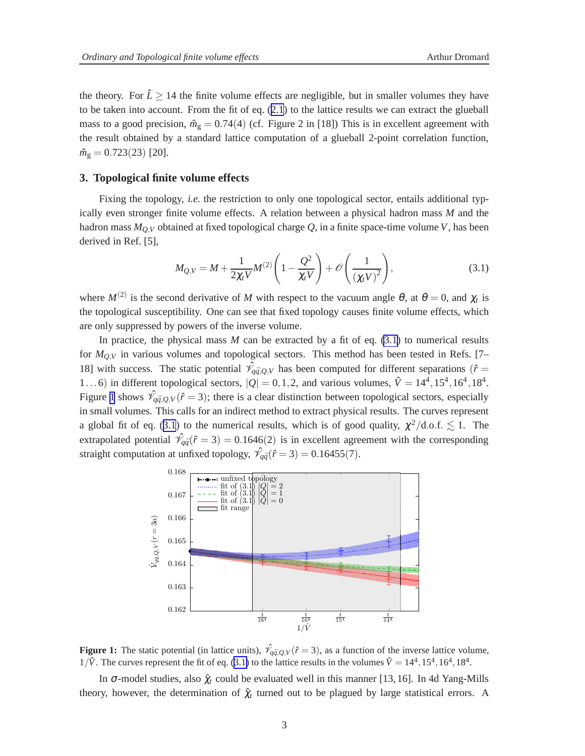the theory. For $\hat{L} \geq 14$ the finite volume effects are negligible, but in smaller volumes they have to be taken into account. From the fit of eq. (2.1) to the lattice results we can extract the glueball mass to a good precision, $\hat{m}_g = 0.74(4)$ (cf. Figure 2 in [18]) This is in excellent agreement with the result obtained by a standard lattice computation of a glueball 2-point correlation function, $\hat{m}_g = 0.723(23)$ [20].

## 3. Topological finite volume effects

Fixing the topology, *i.e.* the restriction to only one topological sector, entails additional typically even stronger finite volume effects. A relation between a physical hadron mass $M$ and the hadron mass $M_{Q,V}$ obtained at fixed topological charge $Q$, in a finite space-time volume $V$, has been derived in Ref. [5],

$$M_{Q,V} = M + \frac{1}{2\chi_t V} M^{(2)} \left(1 - \frac{Q^2}{\chi_t V}\right) + \mathscr{O}\left(\frac{1}{(\chi_t V)^2}\right), \tag{3.1}$$

where $M^{(2)}$ is the second derivative of $M$ with respect to the vacuum angle $\theta$, at $\theta = 0$, and $\chi_t$ is the topological susceptibility. One can see that fixed topology causes finite volume effects, which are only suppressed by powers of the inverse volume.

In practice, the physical mass $M$ can be extracted by a fit of eq. (3.1) to numerical results for $M_{Q,V}$ in various volumes and topological sectors. This method has been tested in Refs. [7–18] with success. The static potential $\hat{\mathscr{V}}_{q\bar{q},Q,V}$ has been computed for different separations ($\hat{r} = 1\ldots6$) in different topological sectors, $|Q| = 0, 1, 2$, and various volumes, $\hat{V} = 14^4, 15^4, 16^4, 18^4$. Figure 1 shows $\hat{\mathscr{V}}_{q\bar{q},Q,V}(\hat{r} = 3)$; there is a clear distinction between topological sectors, especially in small volumes. This calls for an indirect method to extract physical results. The curves represent a global fit of eq. (3.1) to the numerical results, which is of good quality, $\chi^2/\text{d.o.f.} \lesssim 1$. The extrapolated potential $\hat{\mathscr{V}}_{q\bar{q}}(\hat{r} = 3) = 0.1646(2)$ is in excellent agreement with the corresponding straight computation at unfixed topology, $\hat{\mathscr{V}}_{q\bar{q}}(\hat{r} = 3) = 0.16455(7)$.

**Figure 1:** The static potential (in lattice units), $\hat{\mathscr{V}}_{q\bar{q},Q,V}(\hat{r} = 3)$, as a function of the inverse lattice volume, $1/\hat{V}$. The curves represent the fit of eq. (3.1) to the lattice results in the volumes $\hat{V} = 14^4, 15^4, 16^4, 18^4$.

In $\sigma$-model studies, also $\hat{\chi}_t$ could be evaluated well in this manner [13, 16]. In 4d Yang-Mills theory, however, the determination of $\hat{\chi}_t$ turned out to be plagued by large statistical errors. A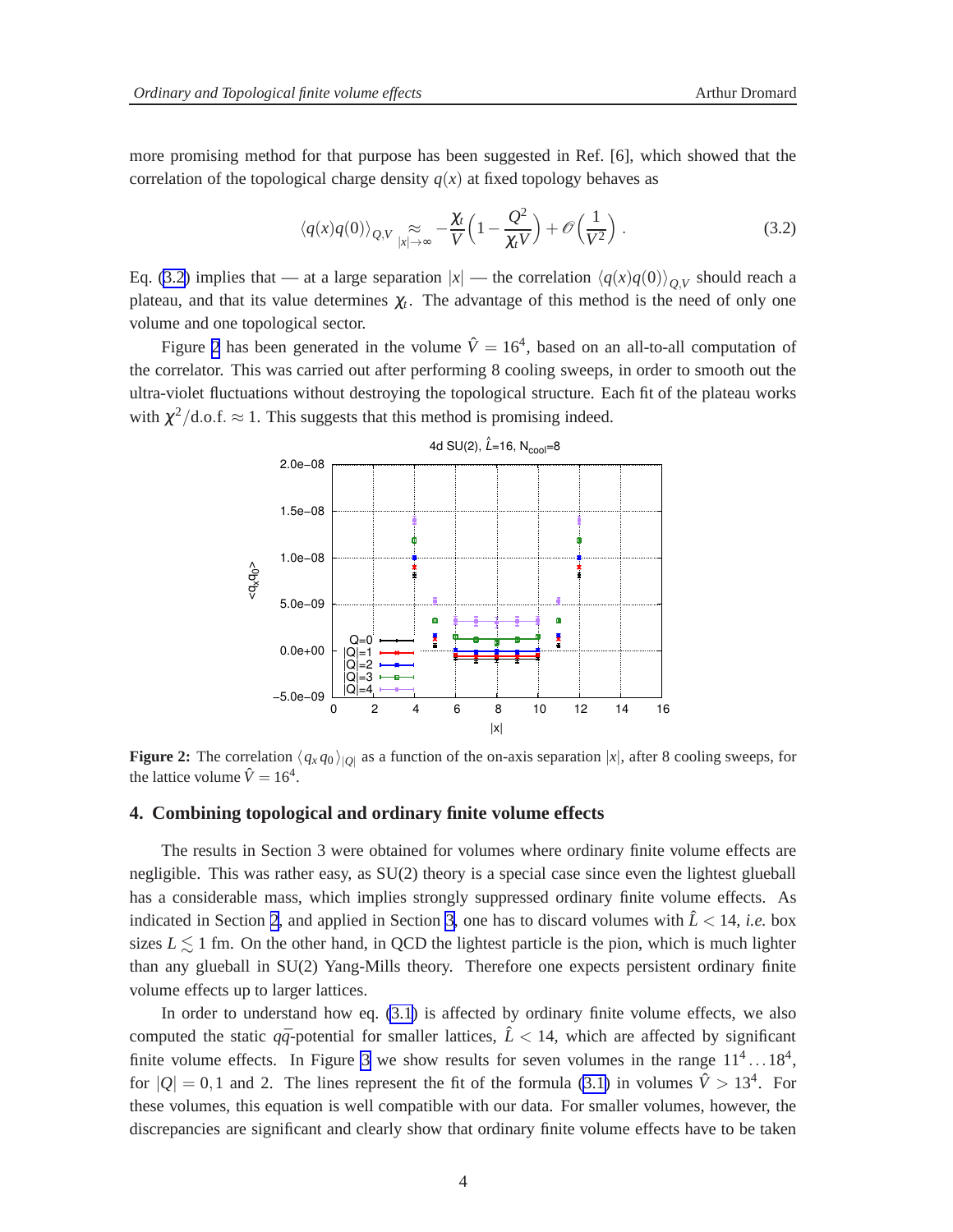more promising method for that purpose has been suggested in Ref. [6], which showed that the correlation of the topological charge density $q(x)$ at fixed topology behaves as

$$\langle q(x)q(0)\rangle_{Q,V} \underset{|x|\to\infty}{\approx} -\frac{\chi_t}{V}\left(1-\frac{Q^2}{\chi_t V}\right)+\mathscr{O}\left(\frac{1}{V^2}\right). \tag{3.2}$$

Eq. (3.2) implies that — at a large separation $|x|$ — the correlation $\langle q(x)q(0)\rangle_{Q,V}$ should reach a plateau, and that its value determines $\chi_t$. The advantage of this method is the need of only one volume and one topological sector.

Figure 2 has been generated in the volume $\hat{V} = 16^4$, based on an all-to-all computation of the correlator. This was carried out after performing 8 cooling sweeps, in order to smooth out the ultra-violet fluctuations without destroying the topological structure. Each fit of the plateau works with $\chi^2/\text{d.o.f.} \approx 1$. This suggests that this method is promising indeed.

**Figure 2:** The correlation $\langle q_x q_0 \rangle_{|Q|}$ as a function of the on-axis separation $|x|$, after 8 cooling sweeps, for the lattice volume $\hat{V} = 16^4$.

## 4. Combining topological and ordinary finite volume effects

The results in Section 3 were obtained for volumes where ordinary finite volume effects are negligible. This was rather easy, as SU(2) theory is a special case since even the lightest glueball has a considerable mass, which implies strongly suppressed ordinary finite volume effects. As indicated in Section 2, and applied in Section 3, one has to discard volumes with $\hat{L} < 14$, *i.e.* box sizes $L \lesssim 1$ fm. On the other hand, in QCD the lightest particle is the pion, which is much lighter than any glueball in SU(2) Yang-Mills theory. Therefore one expects persistent ordinary finite volume effects up to larger lattices.

In order to understand how eq. (3.1) is affected by ordinary finite volume effects, we also computed the static $q\bar{q}$-potential for smaller lattices, $\hat{L} < 14$, which are affected by significant finite volume effects. In Figure 3 we show results for seven volumes in the range $11^4 \ldots 18^4$, for $|Q| = 0, 1$ and 2. The lines represent the fit of the formula (3.1) in volumes $\hat{V} > 13^4$. For these volumes, this equation is well compatible with our data. For smaller volumes, however, the discrepancies are significant and clearly show that ordinary finite volume effects have to be taken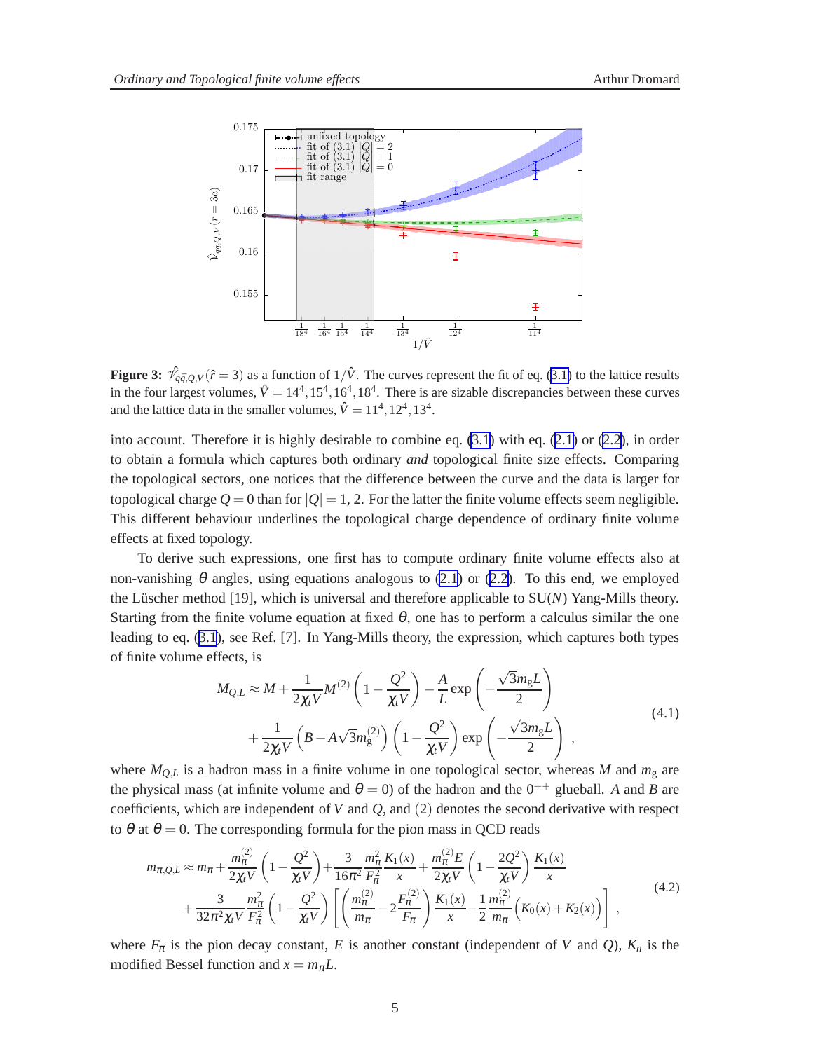**Figure 3:** $\hat{\mathscr{V}}_{q\bar{q},Q,V}(\hat{r}=3)$ as a function of $1/\hat{V}$. The curves represent the fit of eq. (3.1) to the lattice results in the four largest volumes, $\hat{V} = 14^4, 15^4, 16^4, 18^4$. There is are sizable discrepancies between these curves and the lattice data in the smaller volumes, $\hat{V} = 11^4, 12^4, 13^4$.

into account. Therefore it is highly desirable to combine eq. (3.1) with eq. (2.1) or (2.2), in order to obtain a formula which captures both ordinary *and* topological finite size effects. Comparing the topological sectors, one notices that the difference between the curve and the data is larger for topological charge $Q = 0$ than for $|Q| = 1, 2$. For the latter the finite volume effects seem negligible. This different behaviour underlines the topological charge dependence of ordinary finite volume effects at fixed topology.

To derive such expressions, one first has to compute ordinary finite volume effects also at non-vanishing $\theta$ angles, using equations analogous to (2.1) or (2.2). To this end, we employed the Lüscher method [19], which is universal and therefore applicable to SU($N$) Yang-Mills theory. Starting from the finite volume equation at fixed $\theta$, one has to perform a calculus similar the one leading to eq. (3.1), see Ref. [7]. In Yang-Mills theory, the expression, which captures both types of finite volume effects, is

$$
\begin{aligned}
M_{Q,L} \approx M &+ \frac{1}{2\chi_t V} M^{(2)} \left(1 - \frac{Q^2}{\chi_t V}\right) - \frac{A}{L} \exp\left(-\frac{\sqrt{3} m_g L}{2}\right) \\
&+ \frac{1}{2\chi_t V} \left(B - A\sqrt{3} m_g^{(2)}\right) \left(1 - \frac{Q^2}{\chi_t V}\right) \exp\left(-\frac{\sqrt{3} m_g L}{2}\right) ,
\end{aligned}
\tag{4.1}
$$

where $M_{Q,L}$ is a hadron mass in a finite volume in one topological sector, whereas $M$ and $m_g$ are the physical mass (at infinite volume and $\theta = 0$) of the hadron and the $0^{++}$ glueball. $A$ and $B$ are coefficients, which are independent of $V$ and $Q$, and $(2)$ denotes the second derivative with respect to $\theta$ at $\theta = 0$. The corresponding formula for the pion mass in QCD reads

$$
\begin{aligned}
m_{\pi,Q,L} \approx m_\pi &+ \frac{m_\pi^{(2)}}{2\chi_t V} \left(1 - \frac{Q^2}{\chi_t V}\right) + \frac{3}{16\pi^2} \frac{m_\pi^2}{F_\pi^2} \frac{K_1(x)}{x} + \frac{m_\pi^{(2)} E}{2\chi_t V} \left(1 - \frac{2Q^2}{\chi_t V}\right) \frac{K_1(x)}{x} \\
&+ \frac{3}{32\pi^2 \chi_t V} \frac{m_\pi^2}{F_\pi^2} \left(1 - \frac{Q^2}{\chi_t V}\right) \left[ \left( \frac{m_\pi^{(2)}}{m_\pi} - 2\frac{F_\pi^{(2)}}{F_\pi} \right) \frac{K_1(x)}{x} - \frac{1}{2} \frac{m_\pi^{(2)}}{m_\pi} \left(K_0(x) + K_2(x)\right) \right] ,
\end{aligned}
\tag{4.2}
$$

where $F_\pi$ is the pion decay constant, $E$ is another constant (independent of $V$ and $Q$), $K_n$ is the modified Bessel function and $x = m_\pi L$.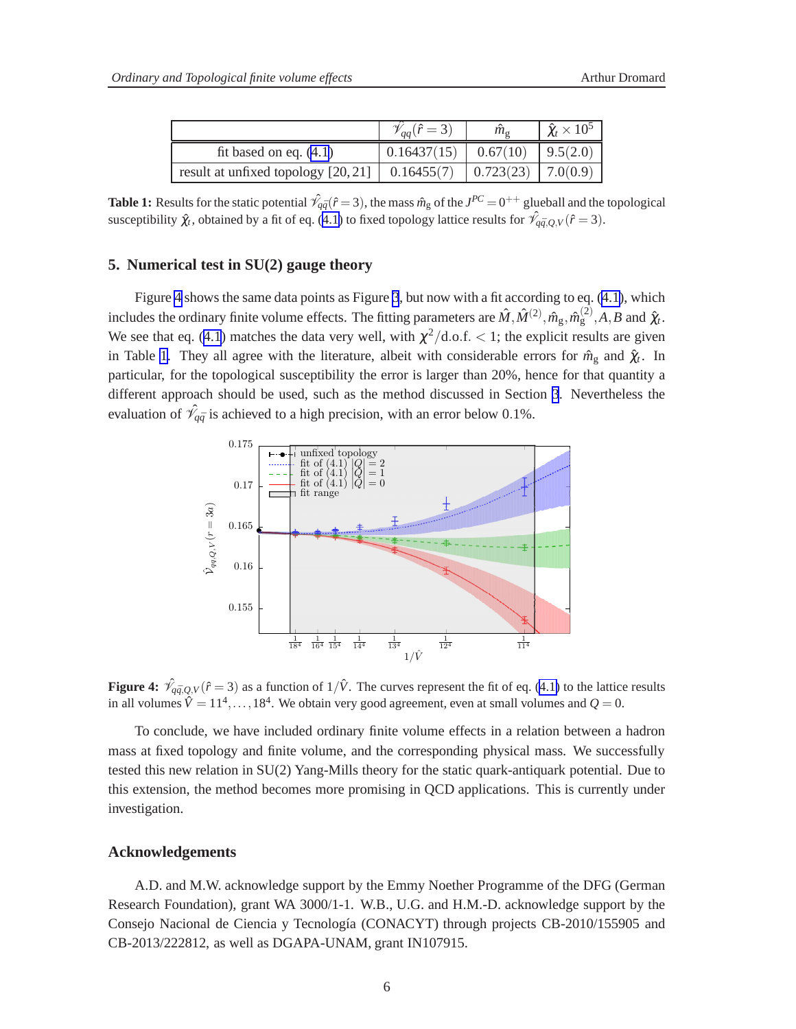|  | $\hat{\mathcal{V}}_{q\bar{q}}(\hat{r}=3)$ | $\hat{m}_{\mathrm{g}}$ | $\hat{\chi}_t \times 10^5$ |
|---|---|---|---|
| fit based on eq. (4.1) | 0.16437(15) | 0.67(10) | 9.5(2.0) |
| result at unfixed topology [20, 21] | 0.16455(7) | 0.723(23) | 7.0(0.9) |

**Table 1:** Results for the static potential $\hat{\mathcal{V}}_{q\bar{q}}(\hat{r}=3)$, the mass $\hat{m}_{\mathrm{g}}$ of the $J^{PC}=0^{++}$ glueball and the topological susceptibility $\hat{\chi}_t$, obtained by a fit of eq. (4.1) to fixed topology lattice results for $\hat{\mathcal{V}}_{q\bar{q},Q,V}(\hat{r}=3)$.

## 5. Numerical test in SU(2) gauge theory

Figure 4 shows the same data points as Figure 3, but now with a fit according to eq. (4.1), which includes the ordinary finite volume effects. The fitting parameters are $\hat{M}, \hat{M}^{(2)}, \hat{m}_{\mathrm{g}}, \hat{m}_{\mathrm{g}}^{(2)}, A, B$ and $\hat{\chi}_t$. We see that eq. (4.1) matches the data very well, with $\chi^2/\mathrm{d.o.f.} < 1$; the explicit results are given in Table 1. They all agree with the literature, albeit with considerable errors for $\hat{m}_{\mathrm{g}}$ and $\hat{\chi}_t$. In particular, for the topological susceptibility the error is larger than 20%, hence for that quantity a different approach should be used, such as the method discussed in Section 3. Nevertheless the evaluation of $\hat{\mathcal{V}}_{q\bar{q}}$ is achieved to a high precision, with an error below 0.1%.

**Figure 4:** $\hat{\mathcal{V}}_{q\bar{q},Q,V}(\hat{r}=3)$ as a function of $1/\hat{V}$. The curves represent the fit of eq. (4.1) to the lattice results in all volumes $\hat{V}=11^4,\ldots,18^4$. We obtain very good agreement, even at small volumes and $Q=0$.

To conclude, we have included ordinary finite volume effects in a relation between a hadron mass at fixed topology and finite volume, and the corresponding physical mass. We successfully tested this new relation in SU(2) Yang-Mills theory for the static quark-antiquark potential. Due to this extension, the method becomes more promising in QCD applications. This is currently under investigation.

## Acknowledgements

A.D. and M.W. acknowledge support by the Emmy Noether Programme of the DFG (German Research Foundation), grant WA 3000/1-1. W.B., U.G. and H.M.-D. acknowledge support by the Consejo Nacional de Ciencia y Tecnología (CONACYT) through projects CB-2010/155905 and CB-2013/222812, as well as DGAPA-UNAM, grant IN107915.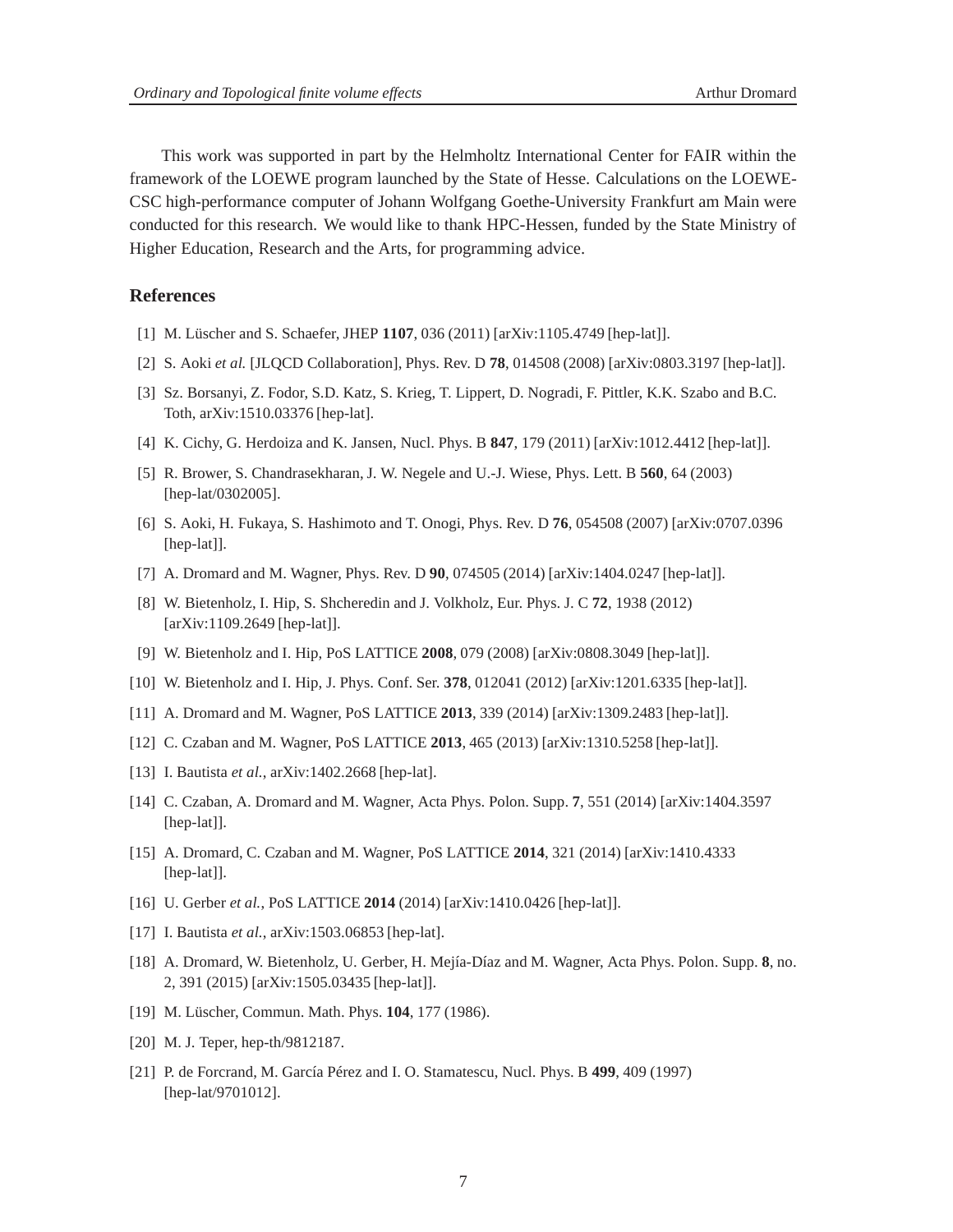This work was supported in part by the Helmholtz International Center for FAIR within the framework of the LOEWE program launched by the State of Hesse. Calculations on the LOEWE-CSC high-performance computer of Johann Wolfgang Goethe-University Frankfurt am Main were conducted for this research. We would like to thank HPC-Hessen, funded by the State Ministry of Higher Education, Research and the Arts, for programming advice.

## References

[1] M. Lüscher and S. Schaefer, JHEP **1107**, 036 (2011) [arXiv:1105.4749 [hep-lat]].

[2] S. Aoki *et al.* [JLQCD Collaboration], Phys. Rev. D **78**, 014508 (2008) [arXiv:0803.3197 [hep-lat]].

[3] Sz. Borsanyi, Z. Fodor, S.D. Katz, S. Krieg, T. Lippert, D. Nogradi, F. Pittler, K.K. Szabo and B.C. Toth, arXiv:1510.03376 [hep-lat].

[4] K. Cichy, G. Herdoiza and K. Jansen, Nucl. Phys. B **847**, 179 (2011) [arXiv:1012.4412 [hep-lat]].

[5] R. Brower, S. Chandrasekharan, J. W. Negele and U.-J. Wiese, Phys. Lett. B **560**, 64 (2003) [hep-lat/0302005].

[6] S. Aoki, H. Fukaya, S. Hashimoto and T. Onogi, Phys. Rev. D **76**, 054508 (2007) [arXiv:0707.0396 [hep-lat]].

[7] A. Dromard and M. Wagner, Phys. Rev. D **90**, 074505 (2014) [arXiv:1404.0247 [hep-lat]].

[8] W. Bietenholz, I. Hip, S. Shcheredin and J. Volkholz, Eur. Phys. J. C **72**, 1938 (2012) [arXiv:1109.2649 [hep-lat]].

[9] W. Bietenholz and I. Hip, PoS LATTICE **2008**, 079 (2008) [arXiv:0808.3049 [hep-lat]].

[10] W. Bietenholz and I. Hip, J. Phys. Conf. Ser. **378**, 012041 (2012) [arXiv:1201.6335 [hep-lat]].

[11] A. Dromard and M. Wagner, PoS LATTICE **2013**, 339 (2014) [arXiv:1309.2483 [hep-lat]].

[12] C. Czaban and M. Wagner, PoS LATTICE **2013**, 465 (2013) [arXiv:1310.5258 [hep-lat]].

[13] I. Bautista *et al.*, arXiv:1402.2668 [hep-lat].

[14] C. Czaban, A. Dromard and M. Wagner, Acta Phys. Polon. Supp. **7**, 551 (2014) [arXiv:1404.3597 [hep-lat]].

[15] A. Dromard, C. Czaban and M. Wagner, PoS LATTICE **2014**, 321 (2014) [arXiv:1410.4333 [hep-lat]].

[16] U. Gerber *et al.*, PoS LATTICE **2014** (2014) [arXiv:1410.0426 [hep-lat]].

[17] I. Bautista *et al.*, arXiv:1503.06853 [hep-lat].

[18] A. Dromard, W. Bietenholz, U. Gerber, H. Mejía-Díaz and M. Wagner, Acta Phys. Polon. Supp. **8**, no. 2, 391 (2015) [arXiv:1505.03435 [hep-lat]].

[19] M. Lüscher, Commun. Math. Phys. **104**, 177 (1986).

[20] M. J. Teper, hep-th/9812187.

[21] P. de Forcrand, M. García Pérez and I. O. Stamatescu, Nucl. Phys. B **499**, 409 (1997) [hep-lat/9701012].